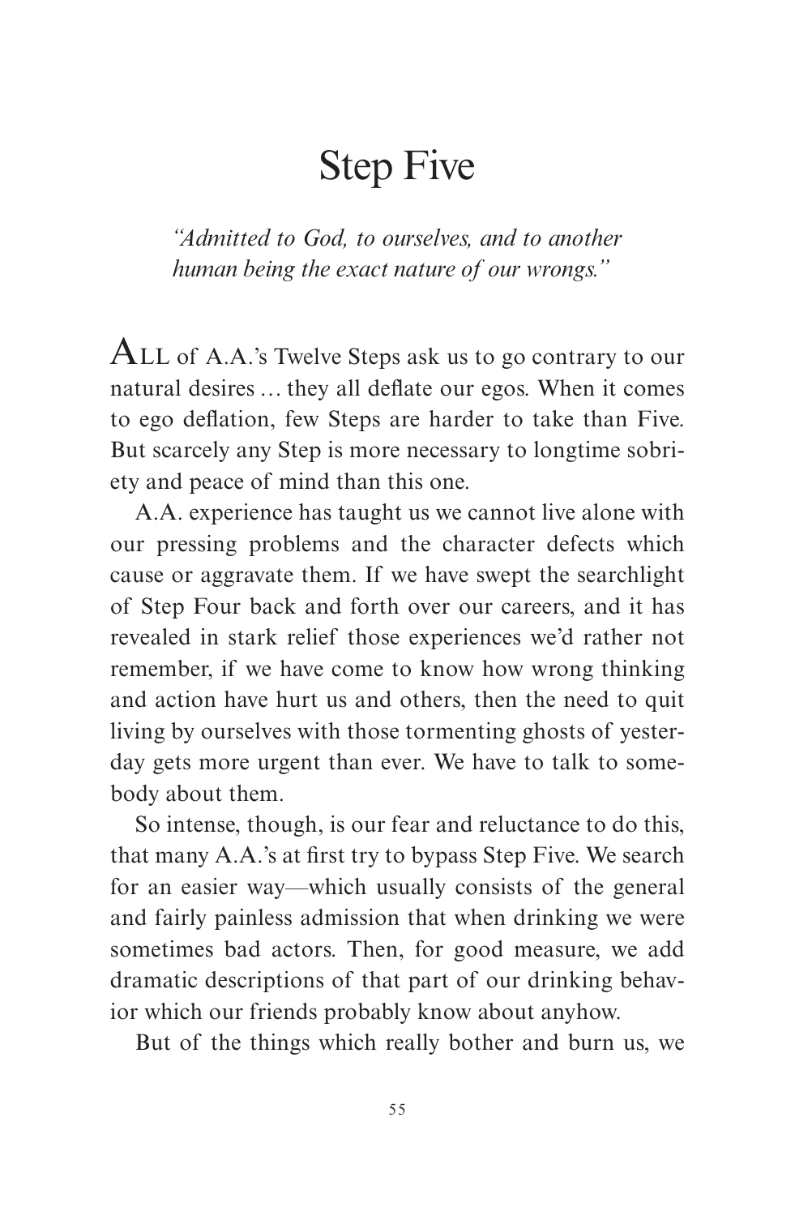# Step Five

*"Admitted to God, to ourselves, and to another human being the exact nature of our wrongs."*

ALL of A.A.'s Twelve Steps ask us to go contrary to our natural desires … they all deflate our egos. When it comes to ego deflation, few Steps are harder to take than Five. But scarcely any Step is more necessary to longtime sobriety and peace of mind than this one.

A.A. experience has taught us we cannot live alone with our pressing problems and the character defects which cause or aggravate them. If we have swept the searchlight of Step Four back and forth over our careers, and it has revealed in stark relief those experiences we'd rather not remember, if we have come to know how wrong thinking and action have hurt us and others, then the need to quit living by ourselves with those tormenting ghosts of yesterday gets more urgent than ever. We have to talk to somebody about them.

So intense, though, is our fear and reluctance to do this, that many A.A.'s at first try to bypass Step Five. We search for an easier way—which usually consists of the general and fairly painless admission that when drinking we were sometimes bad actors. Then, for good measure, we add dramatic descriptions of that part of our drinking behavior which our friends probably know about anyhow.

But of the things which really bother and burn us, we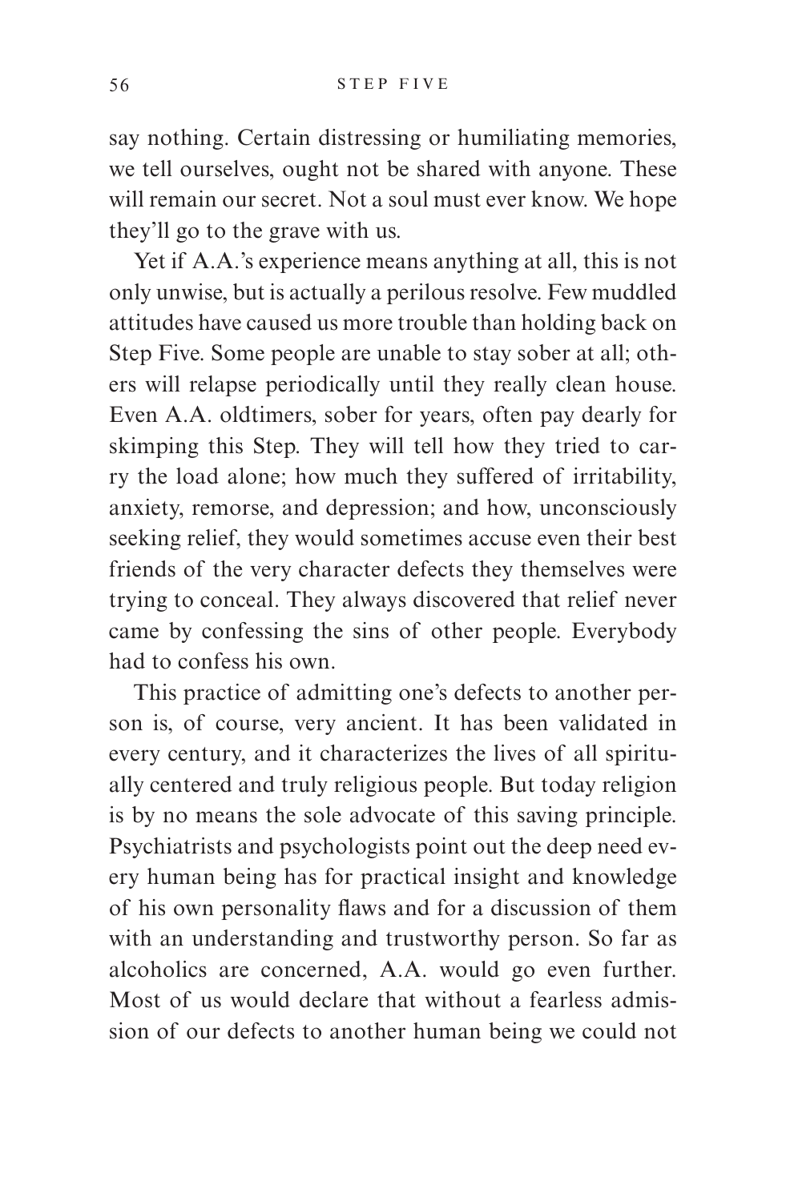say nothing. Certain distressing or humiliating memories, we tell ourselves, ought not be shared with anyone. These will remain our secret. Not a soul must ever know. We hope they'll go to the grave with us.

Yet if A.A.'s experience means anything at all, this is not only unwise, but is actually a perilous resolve. Few muddled attitudes have caused us more trouble than holding back on Step Five. Some people are unable to stay sober at all; others will relapse periodically until they really clean house. Even A.A. oldtimers, sober for years, often pay dearly for skimping this Step. They will tell how they tried to carry the load alone; how much they suffered of irritability, anxiety, remorse, and depression; and how, unconsciously seeking relief, they would sometimes accuse even their best friends of the very character defects they themselves were trying to conceal. They always discovered that relief never came by confessing the sins of other people. Everybody had to confess his own.

This practice of admitting one's defects to another person is, of course, very ancient. It has been validated in every century, and it characterizes the lives of all spiritually centered and truly religious people. But today religion is by no means the sole advocate of this saving principle. Psychiatrists and psychologists point out the deep need every human being has for practical insight and knowledge of his own personality flaws and for a discussion of them with an understanding and trustworthy person. So far as alcoholics are concerned, A.A. would go even further. Most of us would declare that without a fearless admission of our defects to another human being we could not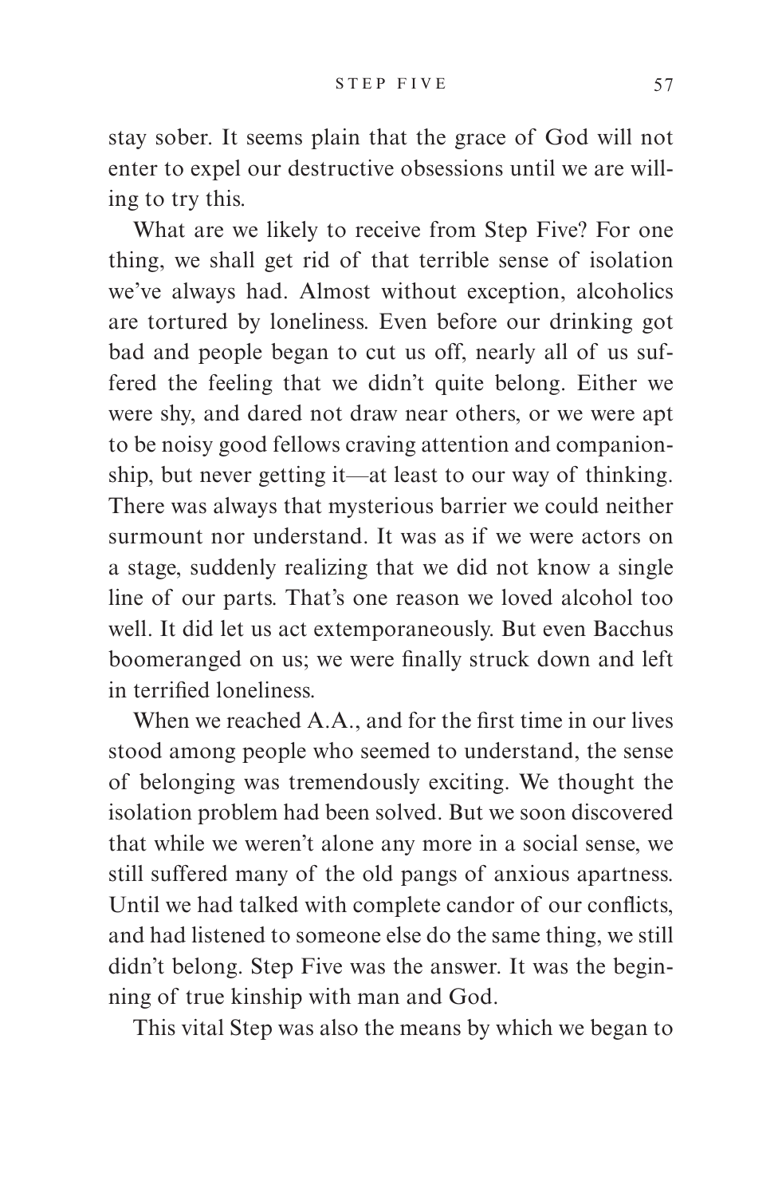stay sober. It seems plain that the grace of God will not enter to expel our destructive obsessions until we are willing to try this.

What are we likely to receive from Step Five? For one thing, we shall get rid of that terrible sense of isolation we've always had. Almost without exception, alcoholics are tortured by loneliness. Even before our drinking got bad and people began to cut us off, nearly all of us suffered the feeling that we didn't quite belong. Either we were shy, and dared not draw near others, or we were apt to be noisy good fellows craving attention and companionship, but never getting it—at least to our way of thinking. There was always that mysterious barrier we could neither surmount nor understand. It was as if we were actors on a stage, suddenly realizing that we did not know a single line of our parts. That's one reason we loved alcohol too well. It did let us act extemporaneously. But even Bacchus boomeranged on us; we were finally struck down and left in terrified loneliness.

When we reached A.A., and for the first time in our lives stood among people who seemed to understand, the sense of belonging was tremendously exciting. We thought the isolation problem had been solved. But we soon discovered that while we weren't alone any more in a social sense, we still suffered many of the old pangs of anxious apartness. Until we had talked with complete candor of our conflicts, and had listened to someone else do the same thing, we still didn't belong. Step Five was the answer. It was the beginning of true kinship with man and God.

This vital Step was also the means by which we began to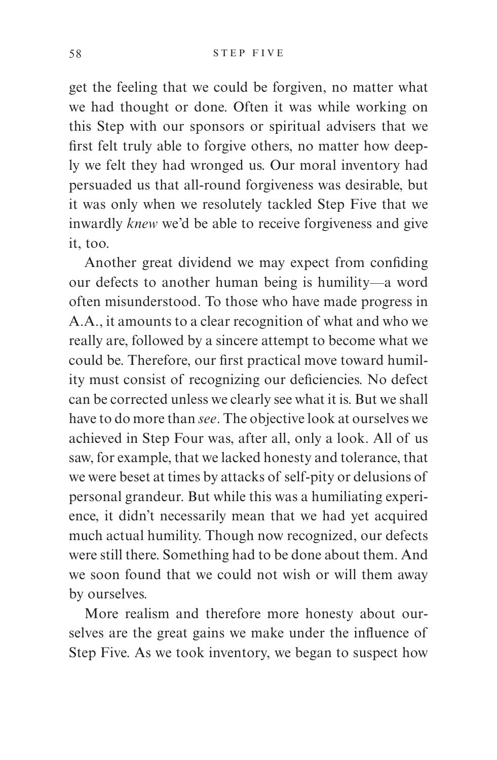get the feeling that we could be forgiven, no matter what we had thought or done. Often it was while working on this Step with our sponsors or spiritual advisers that we first felt truly able to forgive others, no matter how deeply we felt they had wronged us. Our moral inventory had persuaded us that all-round forgiveness was desirable, but it was only when we resolutely tackled Step Five that we inwardly *knew* we'd be able to receive forgiveness and give it, too.

Another great dividend we may expect from confiding our defects to another human being is humility—a word often misunderstood. To those who have made progress in A.A., it amounts to a clear recognition of what and who we really are, followed by a sincere attempt to become what we could be. Therefore, our first practical move toward humility must consist of recognizing our deficiencies. No defect can be corrected unless we clearly see what it is. But we shall have to do more than *see*. The objective look at ourselves we achieved in Step Four was, after all, only a look. All of us saw, for example, that we lacked honesty and tolerance, that we were beset at times by attacks of self-pity or delusions of personal grandeur. But while this was a humiliating experience, it didn't necessarily mean that we had yet acquired much actual humility. Though now recognized, our defects were still there. Something had to be done about them. And we soon found that we could not wish or will them away by ourselves.

More realism and therefore more honesty about ourselves are the great gains we make under the influence of Step Five. As we took inventory, we began to suspect how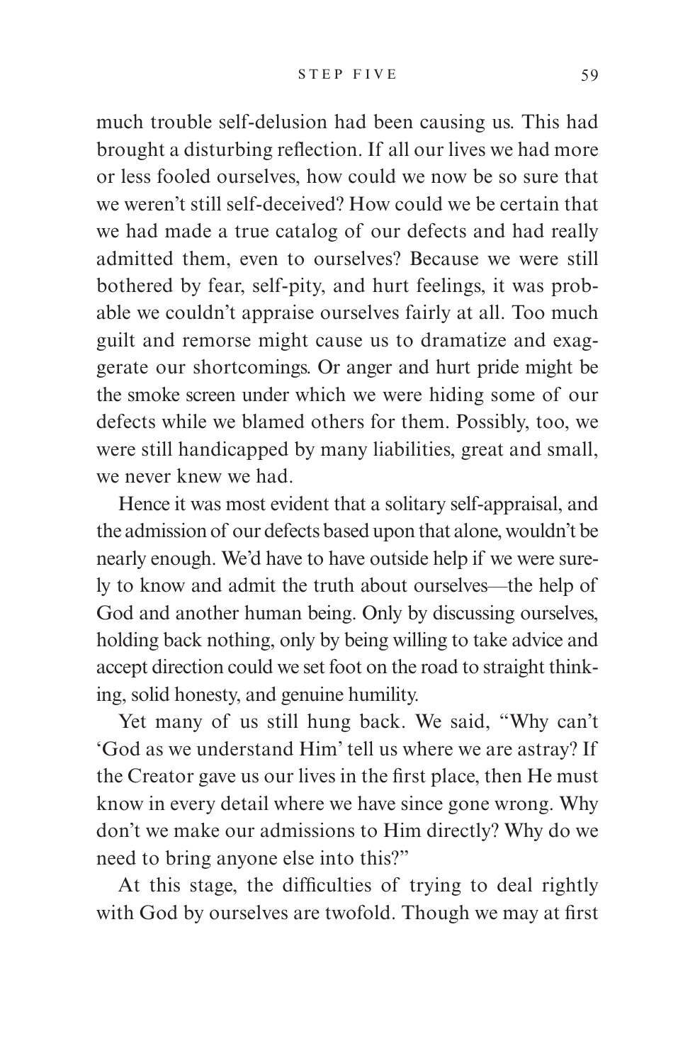much trouble self-delusion had been causing us. This had brought a disturbing reflection. If all our lives we had more or less fooled ourselves, how could we now be so sure that we weren't still self-deceived? How could we be certain that we had made a true catalog of our defects and had really admitted them, even to ourselves? Because we were still bothered by fear, self-pity, and hurt feelings, it was probable we couldn't appraise ourselves fairly at all. Too much guilt and remorse might cause us to dramatize and exaggerate our shortcomings. Or anger and hurt pride might be the smoke screen under which we were hiding some of our defects while we blamed others for them. Possibly, too, we were still handicapped by many liabilities, great and small, we never knew we had.

Hence it was most evident that a solitary self-appraisal, and the admission of our defects based upon that alone, wouldn't be nearly enough. We'd have to have outside help if we were surely to know and admit the truth about ourselves—the help of God and another human being. Only by discussing ourselves, holding back nothing, only by being willing to take advice and accept direction could we set foot on the road to straight thinking, solid honesty, and genuine humility.

Yet many of us still hung back. We said, "Why can't 'God as we understand Him' tell us where we are astray? If the Creator gave us our lives in the first place, then He must know in every detail where we have since gone wrong. Why don't we make our admissions to Him directly? Why do we need to bring anyone else into this?"

At this stage, the difficulties of trying to deal rightly with God by ourselves are twofold. Though we may at first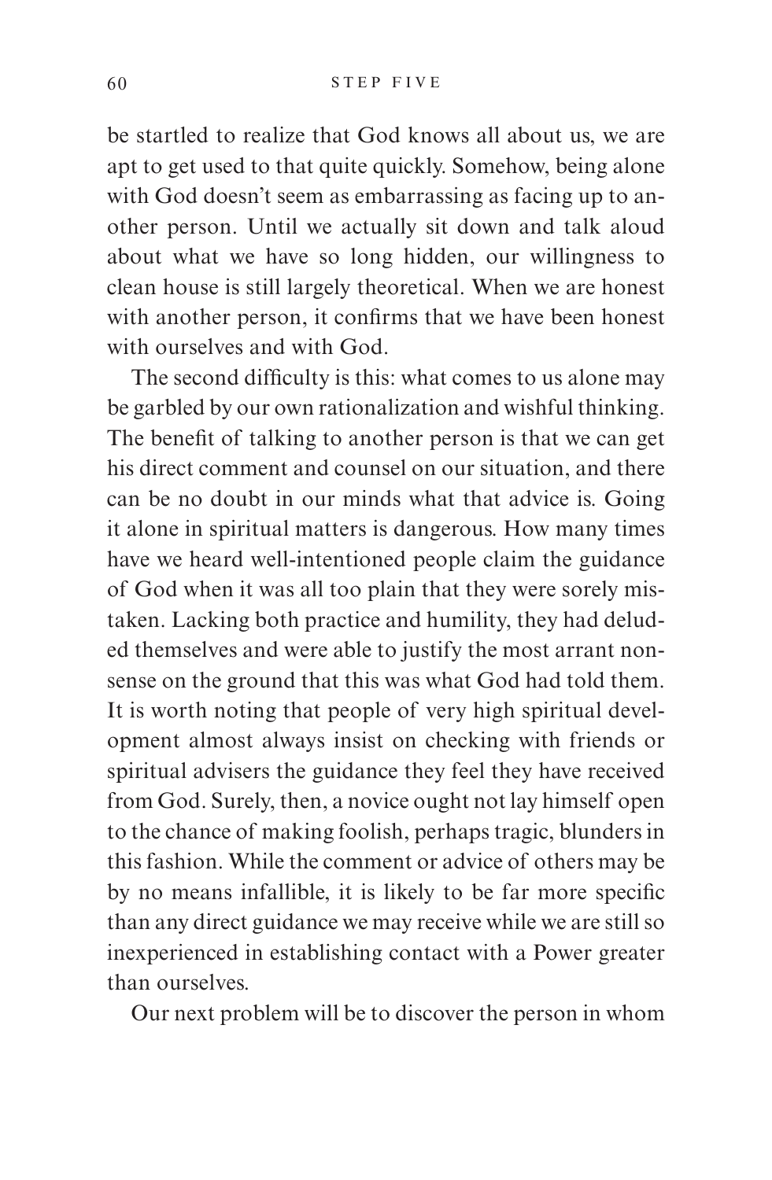be startled to realize that God knows all about us, we are apt to get used to that quite quickly. Somehow, being alone with God doesn't seem as embarrassing as facing up to another person. Until we actually sit down and talk aloud about what we have so long hidden, our willingness to clean house is still largely theoretical. When we are honest with another person, it confirms that we have been honest with ourselves and with God.

The second difficulty is this: what comes to us alone may be garbled by our own rationalization and wishful thinking. The benefit of talking to another person is that we can get his direct comment and counsel on our situation, and there can be no doubt in our minds what that advice is. Going it alone in spiritual matters is dangerous. How many times have we heard well-intentioned people claim the guidance of God when it was all too plain that they were sorely mistaken. Lacking both practice and humility, they had deluded themselves and were able to justify the most arrant nonsense on the ground that this was what God had told them. It is worth noting that people of very high spiritual development almost always insist on checking with friends or spiritual advisers the guidance they feel they have received from God. Surely, then, a novice ought not lay himself open to the chance of making foolish, perhaps tragic, blunders in this fashion. While the comment or advice of others may be by no means infallible, it is likely to be far more specific than any direct guidance we may receive while we are still so inexperienced in establishing contact with a Power greater than ourselves.

Our next problem will be to discover the person in whom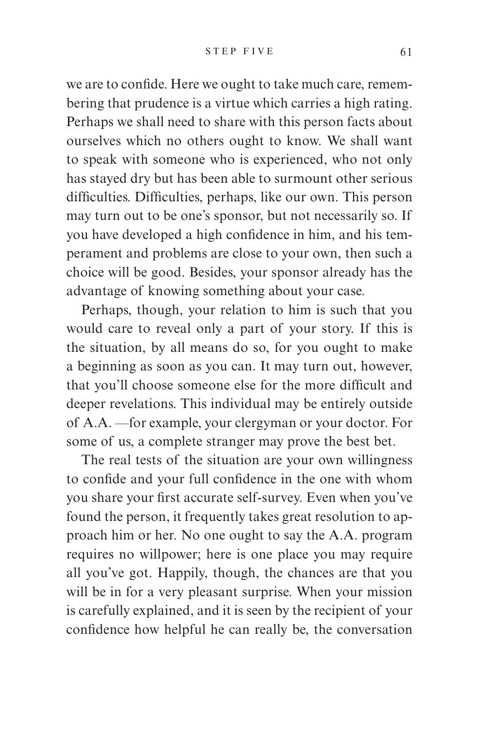we are to confide. Here we ought to take much care, remembering that prudence is a virtue which carries a high rating. Perhaps we shall need to share with this person facts about ourselves which no others ought to know. We shall want to speak with someone who is experienced, who not only has stayed dry but has been able to surmount other serious difficulties. Difficulties, perhaps, like our own. This person may turn out to be one's sponsor, but not necessarily so. If you have developed a high confidence in him, and his temperament and problems are close to your own, then such a choice will be good. Besides, your sponsor already has the advantage of knowing something about your case.

Perhaps, though, your relation to him is such that you would care to reveal only a part of your story. If this is the situation, by all means do so, for you ought to make a beginning as soon as you can. It may turn out, however, that you'll choose someone else for the more difficult and deeper revelations. This individual may be entirely outside of A.A. —for example, your clergyman or your doctor. For some of us, a complete stranger may prove the best bet.

The real tests of the situation are your own willingness to confide and your full confidence in the one with whom you share your first accurate self-survey. Even when you've found the person, it frequently takes great resolution to approach him or her. No one ought to say the A.A. program requires no willpower; here is one place you may require all you've got. Happily, though, the chances are that you will be in for a very pleasant surprise. When your mission is carefully explained, and it is seen by the recipient of your confidence how helpful he can really be, the conversation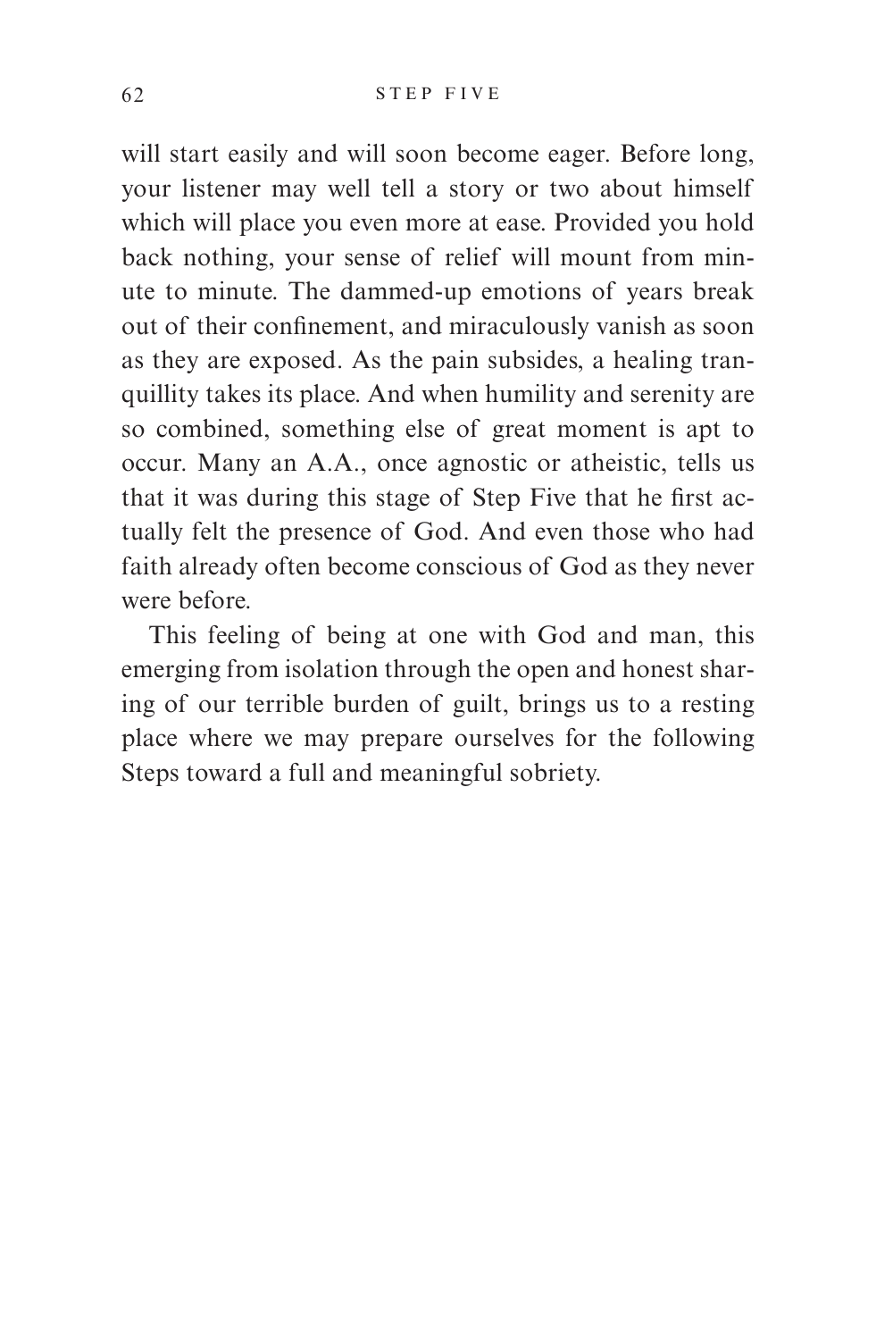will start easily and will soon become eager. Before long, your listener may well tell a story or two about himself which will place you even more at ease. Provided you hold back nothing, your sense of relief will mount from minute to minute. The dammed-up emotions of years break out of their confinement, and miraculously vanish as soon as they are exposed. As the pain subsides, a healing tranquillity takes its place. And when humility and serenity are so combined, something else of great moment is apt to occur. Many an A.A., once agnostic or atheistic, tells us that it was during this stage of Step Five that he first actually felt the presence of God. And even those who had faith already often become conscious of God as they never were before.

This feeling of being at one with God and man, this emerging from isolation through the open and honest sharing of our terrible burden of guilt, brings us to a resting place where we may prepare ourselves for the following Steps toward a full and meaningful sobriety.